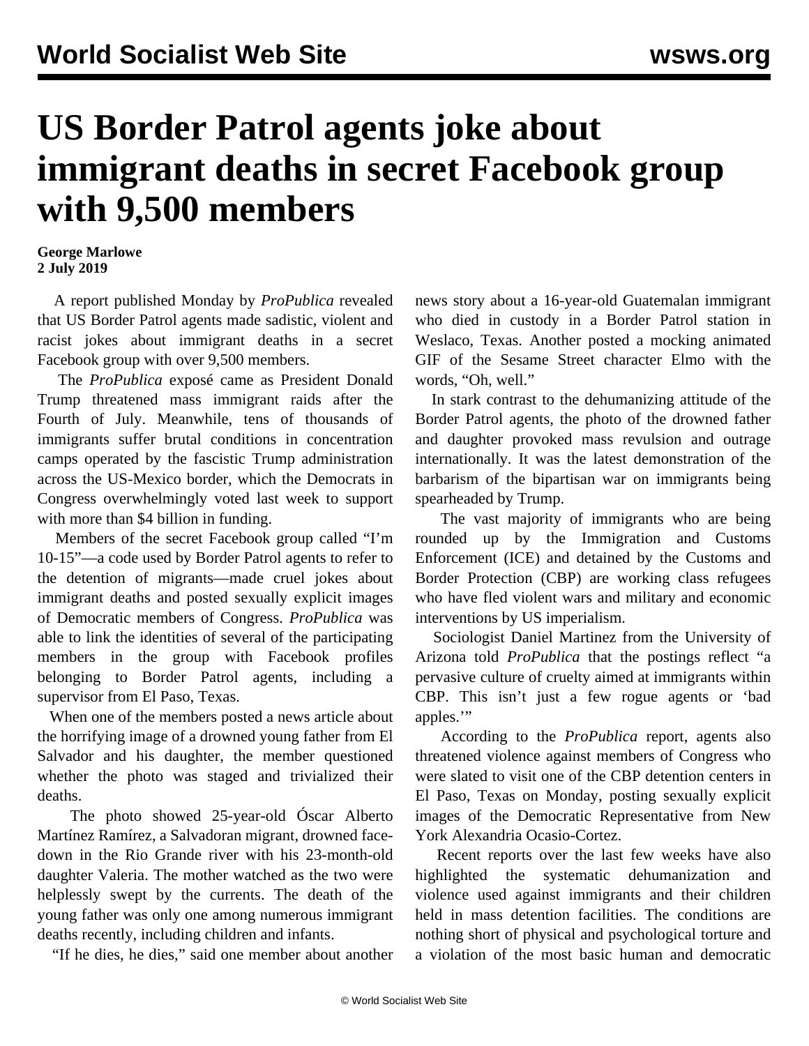# US Border Patrol agents joke about immigrant deaths in secret Facebook group with 9,500 members

**George Marlowe**
**2 July 2019**

A report published Monday by *ProPublica* revealed that US Border Patrol agents made sadistic, violent and racist jokes about immigrant deaths in a secret Facebook group with over 9,500 members.

The *ProPublica* exposé came as President Donald Trump threatened mass immigrant raids after the Fourth of July. Meanwhile, tens of thousands of immigrants suffer brutal conditions in concentration camps operated by the fascistic Trump administration across the US-Mexico border, which the Democrats in Congress overwhelmingly voted last week to support with more than $4 billion in funding.

Members of the secret Facebook group called "I'm 10-15"—a code used by Border Patrol agents to refer to the detention of migrants—made cruel jokes about immigrant deaths and posted sexually explicit images of Democratic members of Congress. *ProPublica* was able to link the identities of several of the participating members in the group with Facebook profiles belonging to Border Patrol agents, including a supervisor from El Paso, Texas.

When one of the members posted a news article about the horrifying image of a drowned young father from El Salvador and his daughter, the member questioned whether the photo was staged and trivialized their deaths.

The photo showed 25-year-old Óscar Alberto Martínez Ramírez, a Salvadoran migrant, drowned face-down in the Rio Grande river with his 23-month-old daughter Valeria. The mother watched as the two were helplessly swept by the currents. The death of the young father was only one among numerous immigrant deaths recently, including children and infants.

"If he dies, he dies," said one member about another news story about a 16-year-old Guatemalan immigrant who died in custody in a Border Patrol station in Weslaco, Texas. Another posted a mocking animated GIF of the Sesame Street character Elmo with the words, "Oh, well."

In stark contrast to the dehumanizing attitude of the Border Patrol agents, the photo of the drowned father and daughter provoked mass revulsion and outrage internationally. It was the latest demonstration of the barbarism of the bipartisan war on immigrants being spearheaded by Trump.

The vast majority of immigrants who are being rounded up by the Immigration and Customs Enforcement (ICE) and detained by the Customs and Border Protection (CBP) are working class refugees who have fled violent wars and military and economic interventions by US imperialism.

Sociologist Daniel Martinez from the University of Arizona told *ProPublica* that the postings reflect "a pervasive culture of cruelty aimed at immigrants within CBP. This isn't just a few rogue agents or 'bad apples.'"

According to the *ProPublica* report, agents also threatened violence against members of Congress who were slated to visit one of the CBP detention centers in El Paso, Texas on Monday, posting sexually explicit images of the Democratic Representative from New York Alexandria Ocasio-Cortez.

Recent reports over the last few weeks have also highlighted the systematic dehumanization and violence used against immigrants and their children held in mass detention facilities. The conditions are nothing short of physical and psychological torture and a violation of the most basic human and democratic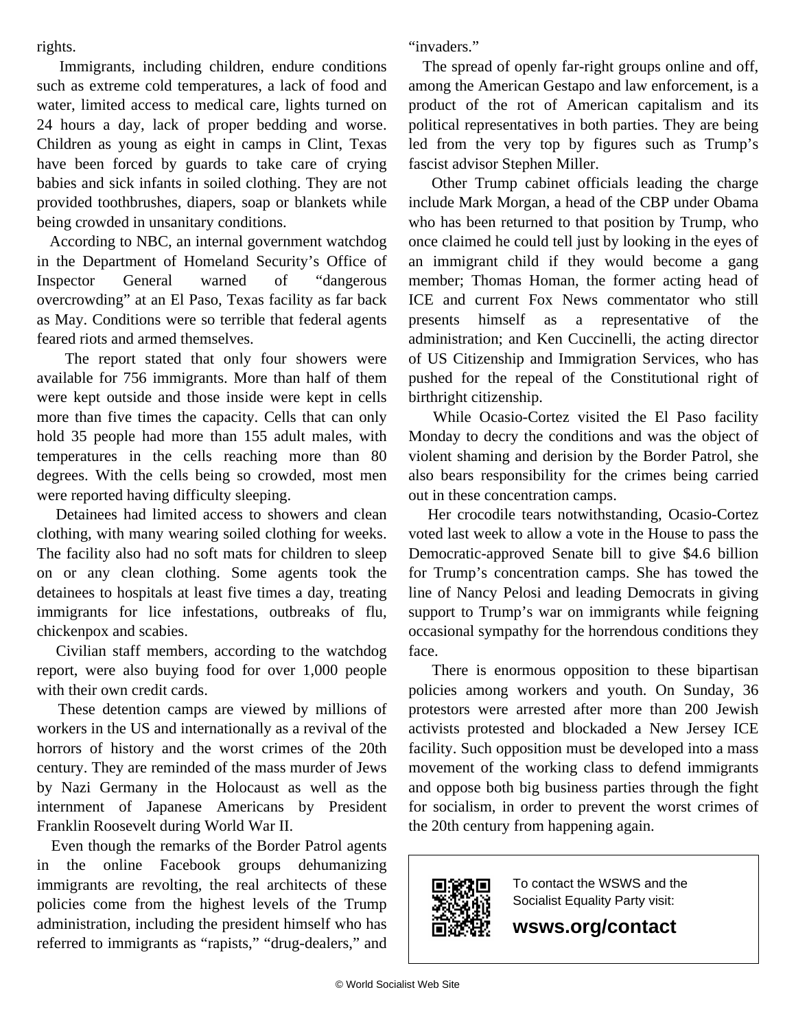rights.

Immigrants, including children, endure conditions such as extreme cold temperatures, a lack of food and water, limited access to medical care, lights turned on 24 hours a day, lack of proper bedding and worse. Children as young as eight in camps in Clint, Texas have been forced by guards to take care of crying babies and sick infants in soiled clothing. They are not provided toothbrushes, diapers, soap or blankets while being crowded in unsanitary conditions.

According to NBC, an internal government watchdog in the Department of Homeland Security's Office of Inspector General warned of "dangerous overcrowding" at an El Paso, Texas facility as far back as May. Conditions were so terrible that federal agents feared riots and armed themselves.

The report stated that only four showers were available for 756 immigrants. More than half of them were kept outside and those inside were kept in cells more than five times the capacity. Cells that can only hold 35 people had more than 155 adult males, with temperatures in the cells reaching more than 80 degrees. With the cells being so crowded, most men were reported having difficulty sleeping.

Detainees had limited access to showers and clean clothing, with many wearing soiled clothing for weeks. The facility also had no soft mats for children to sleep on or any clean clothing. Some agents took the detainees to hospitals at least five times a day, treating immigrants for lice infestations, outbreaks of flu, chickenpox and scabies.

Civilian staff members, according to the watchdog report, were also buying food for over 1,000 people with their own credit cards.

These detention camps are viewed by millions of workers in the US and internationally as a revival of the horrors of history and the worst crimes of the 20th century. They are reminded of the mass murder of Jews by Nazi Germany in the Holocaust as well as the internment of Japanese Americans by President Franklin Roosevelt during World War II.

Even though the remarks of the Border Patrol agents in the online Facebook groups dehumanizing immigrants are revolting, the real architects of these policies come from the highest levels of the Trump administration, including the president himself who has referred to immigrants as "rapists," "drug-dealers," and "invaders."

The spread of openly far-right groups online and off, among the American Gestapo and law enforcement, is a product of the rot of American capitalism and its political representatives in both parties. They are being led from the very top by figures such as Trump's fascist advisor Stephen Miller.

Other Trump cabinet officials leading the charge include Mark Morgan, a head of the CBP under Obama who has been returned to that position by Trump, who once claimed he could tell just by looking in the eyes of an immigrant child if they would become a gang member; Thomas Homan, the former acting head of ICE and current Fox News commentator who still presents himself as a representative of the administration; and Ken Cuccinelli, the acting director of US Citizenship and Immigration Services, who has pushed for the repeal of the Constitutional right of birthright citizenship.

While Ocasio-Cortez visited the El Paso facility Monday to decry the conditions and was the object of violent shaming and derision by the Border Patrol, she also bears responsibility for the crimes being carried out in these concentration camps.

Her crocodile tears notwithstanding, Ocasio-Cortez voted last week to allow a vote in the House to pass the Democratic-approved Senate bill to give $4.6 billion for Trump's concentration camps. She has towed the line of Nancy Pelosi and leading Democrats in giving support to Trump's war on immigrants while feigning occasional sympathy for the horrendous conditions they face.

There is enormous opposition to these bipartisan policies among workers and youth. On Sunday, 36 protestors were arrested after more than 200 Jewish activists protested and blockaded a New Jersey ICE facility. Such opposition must be developed into a mass movement of the working class to defend immigrants and oppose both big business parties through the fight for socialism, in order to prevent the worst crimes of the 20th century from happening again.

To contact the WSWS and the Socialist Equality Party visit:

**wsws.org/contact**